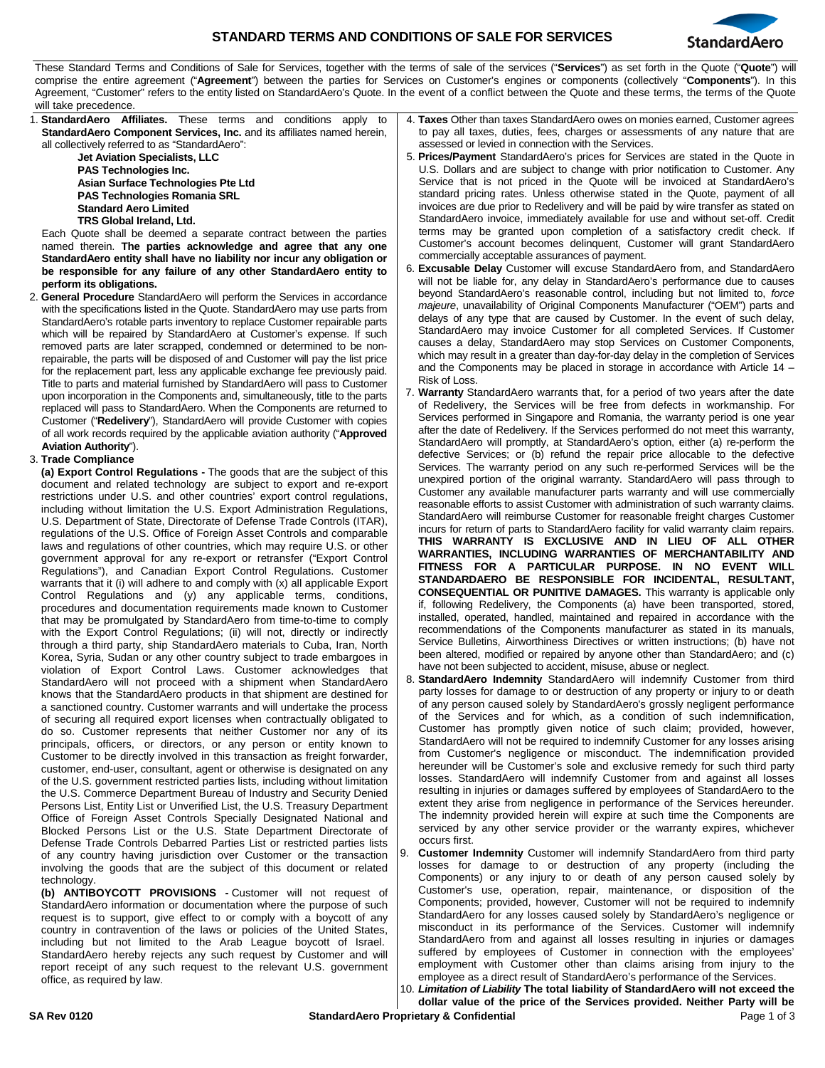# STANDARD TERMS AND CONDITIONS OF SALE FOR SERVICES

These Standard Terms and Conditions of Sale for Services, together with the terms of sale of the services ("**Services**") as set forth in the Quote ("**Quote**") will comprise the entire agreement ("**Agreement**") between the parties for Services on Customer's engines or components (collectively "**Components**"). In this Agreement, "Customer" refers to the entity listed on StandardAero's Quote. In the event of a conflict between the Quote and these terms, the terms of the Quote will take precedence.

1. **StandardAero Affiliates.** These terms and conditions apply to **StandardAero Component Services, Inc.** and its affiliates named herein, all collectively referred to as "StandardAero":

   **Jet Aviation Specialists, LLC**
   **PAS Technologies Inc.**
   **Asian Surface Technologies Pte Ltd**
   **PAS Technologies Romania SRL**
   **Standard Aero Limited**
   **TRS Global Ireland, Ltd.**

   Each Quote shall be deemed a separate contract between the parties named therein. **The parties acknowledge and agree that any one StandardAero entity shall have no liability nor incur any obligation or be responsible for any failure of any other StandardAero entity to perform its obligations.**

2. **General Procedure** StandardAero will perform the Services in accordance with the specifications listed in the Quote. StandardAero may use parts from StandardAero's rotable parts inventory to replace Customer repairable parts which will be repaired by StandardAero at Customer's expense. If such removed parts are later scrapped, condemned or determined to be non-repairable, the parts will be disposed of and Customer will pay the list price for the replacement part, less any applicable exchange fee previously paid. Title to parts and material furnished by StandardAero will pass to Customer upon incorporation in the Components and, simultaneously, title to the parts replaced will pass to StandardAero. When the Components are returned to Customer ("**Redelivery**"), StandardAero will provide Customer with copies of all work records required by the applicable aviation authority ("**Approved Aviation Authority**").

3. **Trade Compliance**

   **(a) Export Control Regulations -** The goods that are the subject of this document and related technology are subject to export and re-export restrictions under U.S. and other countries' export control regulations, including without limitation the U.S. Export Administration Regulations, U.S. Department of State, Directorate of Defense Trade Controls (ITAR), regulations of the U.S. Office of Foreign Asset Controls and comparable laws and regulations of other countries, which may require U.S. or other government approval for any re-export or retransfer ("Export Control Regulations"), and Canadian Export Control Regulations. Customer warrants that it (i) will adhere to and comply with (x) all applicable Export Control Regulations and (y) any applicable terms, conditions, procedures and documentation requirements made known to Customer that may be promulgated by StandardAero from time-to-time to comply with the Export Control Regulations; (ii) will not, directly or indirectly through a third party, ship StandardAero materials to Cuba, Iran, North Korea, Syria, Sudan or any other country subject to trade embargoes in violation of Export Control Laws. Customer acknowledges that StandardAero will not proceed with a shipment when StandardAero knows that the StandardAero products in that shipment are destined for a sanctioned country. Customer warrants and will undertake the process of securing all required export licenses when contractually obligated to do so. Customer represents that neither Customer nor any of its principals, officers, or directors, or any person or entity known to Customer to be directly involved in this transaction as freight forwarder, customer, end-user, consultant, agent or otherwise is designated on any of the U.S. government restricted parties lists, including without limitation the U.S. Commerce Department Bureau of Industry and Security Denied Persons List, Entity List or Unverified List, the U.S. Treasury Department Office of Foreign Asset Controls Specially Designated National and Blocked Persons List or the U.S. State Department Directorate of Defense Trade Controls Debarred Parties List or restricted parties lists of any country having jurisdiction over Customer or the transaction involving the goods that are the subject of this document or related technology.

   **(b) ANTIBOYCOTT PROVISIONS -** Customer will not request of StandardAero information or documentation where the purpose of such request is to support, give effect to or comply with a boycott of any country in contravention of the laws or policies of the United States, including but not limited to the Arab League boycott of Israel. StandardAero hereby rejects any such request by Customer and will report receipt of any such request to the relevant U.S. government office, as required by law.

4. **Taxes** Other than taxes StandardAero owes on monies earned, Customer agrees to pay all taxes, duties, fees, charges or assessments of any nature that are assessed or levied in connection with the Services.

5. **Prices/Payment** StandardAero's prices for Services are stated in the Quote in U.S. Dollars and are subject to change with prior notification to Customer. Any Service that is not priced in the Quote will be invoiced at StandardAero's standard pricing rates. Unless otherwise stated in the Quote, payment of all invoices are due prior to Redelivery and will be paid by wire transfer as stated on StandardAero invoice, immediately available for use and without set-off. Credit terms may be granted upon completion of a satisfactory credit check. If Customer's account becomes delinquent, Customer will grant StandardAero commercially acceptable assurances of payment.

6. **Excusable Delay** Customer will excuse StandardAero from, and StandardAero will not be liable for, any delay in StandardAero's performance due to causes beyond StandardAero's reasonable control, including but not limited to, *force majeure*, unavailability of Original Components Manufacturer ("OEM") parts and delays of any type that are caused by Customer. In the event of such delay, StandardAero may invoice Customer for all completed Services. If Customer causes a delay, StandardAero may stop Services on Customer Components, which may result in a greater than day-for-day delay in the completion of Services and the Components may be placed in storage in accordance with Article 14 – Risk of Loss.

7. **Warranty** StandardAero warrants that, for a period of two years after the date of Redelivery, the Services will be free from defects in workmanship. For Services performed in Singapore and Romania, the warranty period is one year after the date of Redelivery. If the Services performed do not meet this warranty, StandardAero will promptly, at StandardAero's option, either (a) re-perform the defective Services; or (b) refund the repair price allocable to the defective Services. The warranty period on any such re-performed Services will be the unexpired portion of the original warranty. StandardAero will pass through to Customer any available manufacturer parts warranty and will use commercially reasonable efforts to assist Customer with administration of such warranty claims. StandardAero will reimburse Customer for reasonable freight charges Customer incurs for return of parts to StandardAero facility for valid warranty claim repairs. **THIS WARRANTY IS EXCLUSIVE AND IN LIEU OF ALL OTHER WARRANTIES, INCLUDING WARRANTIES OF MERCHANTABILITY AND FITNESS FOR A PARTICULAR PURPOSE. IN NO EVENT WILL STANDARDAERO BE RESPONSIBLE FOR INCIDENTAL, RESULTANT, CONSEQUENTIAL OR PUNITIVE DAMAGES.** This warranty is applicable only if, following Redelivery, the Components (a) have been transported, stored, installed, operated, handled, maintained and repaired in accordance with the recommendations of the Components manufacturer as stated in its manuals, Service Bulletins, Airworthiness Directives or written instructions; (b) have not been altered, modified or repaired by anyone other than StandardAero; and (c) have not been subjected to accident, misuse, abuse or neglect.

8. **StandardAero Indemnity** StandardAero will indemnify Customer from third party losses for damage to or destruction of any property or injury to or death of any person caused solely by StandardAero's grossly negligent performance of the Services and for which, as a condition of such indemnification, Customer has promptly given notice of such claim; provided, however, StandardAero will not be required to indemnify Customer for any losses arising from Customer's negligence or misconduct. The indemnification provided hereunder will be Customer's sole and exclusive remedy for such third party losses. StandardAero will indemnify Customer from and against all losses resulting in injuries or damages suffered by employees of StandardAero to the extent they arise from negligence in performance of the Services hereunder. The indemnity provided herein will expire at such time the Components are serviced by any other service provider or the warranty expires, whichever occurs first.

9. **Customer Indemnity** Customer will indemnify StandardAero from third party losses for damage to or destruction of any property (including the Components) or any injury to or death of any person caused solely by Customer's use, operation, repair, maintenance, or disposition of the Components; provided, however, Customer will not be required to indemnify StandardAero for any losses caused solely by StandardAero's negligence or misconduct in its performance of the Services. Customer will indemnify StandardAero from and against all losses resulting in injuries or damages suffered by employees of Customer in connection with the employees' employment with Customer other than claims arising from injury to the employee as a direct result of StandardAero's performance of the Services.

10. ***Limitation of Liability*** **The total liability of StandardAero will not exceed the dollar value of the price of the Services provided. Neither Party will be**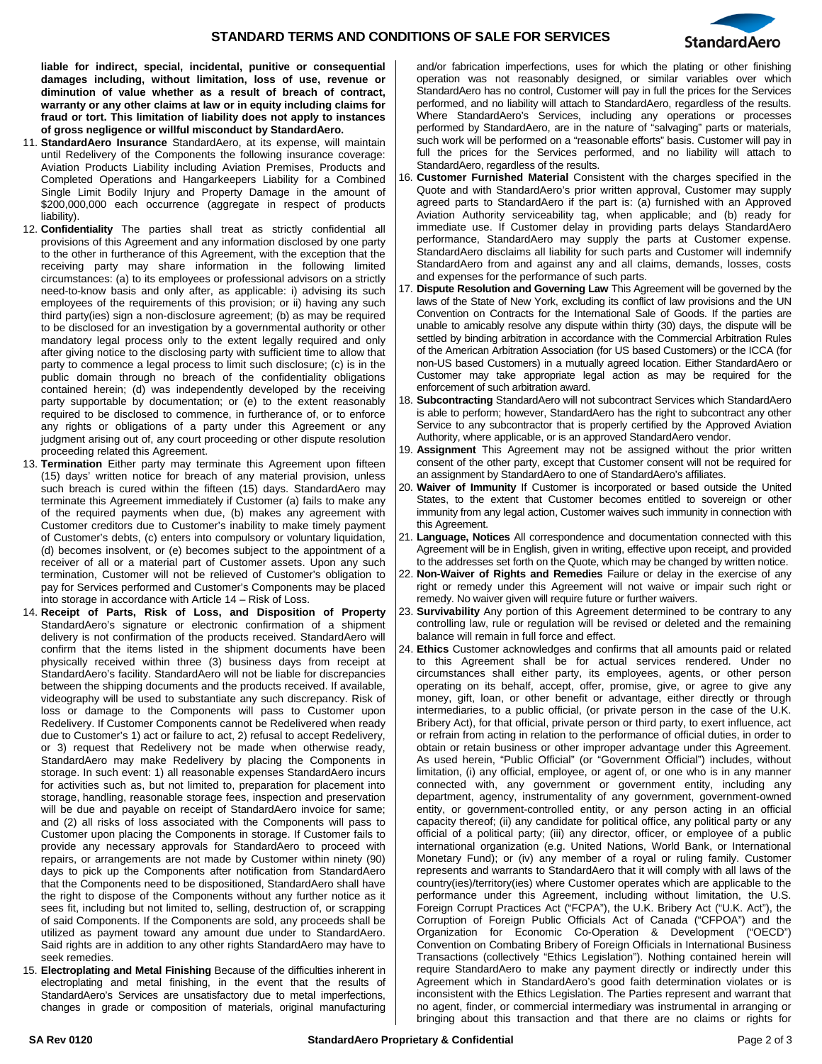**liable for indirect, special, incidental, punitive or consequential damages including, without limitation, loss of use, revenue or diminution of value whether as a result of breach of contract, warranty or any other claims at law or in equity including claims for fraud or tort. This limitation of liability does not apply to instances of gross negligence or willful misconduct by StandardAero.**

11. **StandardAero Insurance** StandardAero, at its expense, will maintain until Redelivery of the Components the following insurance coverage: Aviation Products Liability including Aviation Premises, Products and Completed Operations and Hangarkeepers Liability for a Combined Single Limit Bodily Injury and Property Damage in the amount of $200,000,000 each occurrence (aggregate in respect of products liability).
12. **Confidentiality** The parties shall treat as strictly confidential all provisions of this Agreement and any information disclosed by one party to the other in furtherance of this Agreement, with the exception that the receiving party may share information in the following limited circumstances: (a) to its employees or professional advisors on a strictly need-to-know basis and only after, as applicable: i) advising its such employees of the requirements of this provision; or ii) having any such third party(ies) sign a non-disclosure agreement; (b) as may be required to be disclosed for an investigation by a governmental authority or other mandatory legal process only to the extent legally required and only after giving notice to the disclosing party with sufficient time to allow that party to commence a legal process to limit such disclosure; (c) is in the public domain through no breach of the confidentiality obligations contained herein; (d) was independently developed by the receiving party supportable by documentation; or (e) to the extent reasonably required to be disclosed to commence, in furtherance of, or to enforce any rights or obligations of a party under this Agreement or any judgment arising out of, any court proceeding or other dispute resolution proceeding related this Agreement.
13. **Termination** Either party may terminate this Agreement upon fifteen (15) days' written notice for breach of any material provision, unless such breach is cured within the fifteen (15) days. StandardAero may terminate this Agreement immediately if Customer (a) fails to make any of the required payments when due, (b) makes any agreement with Customer creditors due to Customer's inability to make timely payment of Customer's debts, (c) enters into compulsory or voluntary liquidation, (d) becomes insolvent, or (e) becomes subject to the appointment of a receiver of all or a material part of Customer assets. Upon any such termination, Customer will not be relieved of Customer's obligation to pay for Services performed and Customer's Components may be placed into storage in accordance with Article 14 – Risk of Loss.
14. **Receipt of Parts, Risk of Loss, and Disposition of Property** StandardAero's signature or electronic confirmation of a shipment delivery is not confirmation of the products received. StandardAero will confirm that the items listed in the shipment documents have been physically received within three (3) business days from receipt at StandardAero's facility. StandardAero will not be liable for discrepancies between the shipping documents and the products received. If available, videography will be used to substantiate any such discrepancy. Risk of loss or damage to the Components will pass to Customer upon Redelivery. If Customer Components cannot be Redelivered when ready due to Customer's 1) act or failure to act, 2) refusal to accept Redelivery, or 3) request that Redelivery not be made when otherwise ready, StandardAero may make Redelivery by placing the Components in storage. In such event: 1) all reasonable expenses StandardAero incurs for activities such as, but not limited to, preparation for placement into storage, handling, reasonable storage fees, inspection and preservation will be due and payable on receipt of StandardAero invoice for same; and (2) all risks of loss associated with the Components will pass to Customer upon placing the Components in storage. If Customer fails to provide any necessary approvals for StandardAero to proceed with repairs, or arrangements are not made by Customer within ninety (90) days to pick up the Components after notification from StandardAero that the Components need to be dispositioned, StandardAero shall have the right to dispose of the Components without any further notice as it sees fit, including but not limited to, selling, destruction of, or scrapping of said Components. If the Components are sold, any proceeds shall be utilized as payment toward any amount due under to StandardAero. Said rights are in addition to any other rights StandardAero may have to seek remedies.
15. **Electroplating and Metal Finishing** Because of the difficulties inherent in electroplating and metal finishing, in the event that the results of StandardAero's Services are unsatisfactory due to metal imperfections, changes in grade or composition of materials, original manufacturing and/or fabrication imperfections, uses for which the plating or other finishing operation was not reasonably designed, or similar variables over which StandardAero has no control, Customer will pay in full the prices for the Services performed, and no liability will attach to StandardAero, regardless of the results. Where StandardAero's Services, including any operations or processes performed by StandardAero, are in the nature of "salvaging" parts or materials, such work will be performed on a "reasonable efforts" basis. Customer will pay in full the prices for the Services performed, and no liability will attach to StandardAero, regardless of the results.
16. **Customer Furnished Material** Consistent with the charges specified in the Quote and with StandardAero's prior written approval, Customer may supply agreed parts to StandardAero if the part is: (a) furnished with an Approved Aviation Authority serviceability tag, when applicable; and (b) ready for immediate use. If Customer delay in providing parts delays StandardAero performance, StandardAero may supply the parts at Customer expense. StandardAero disclaims all liability for such parts and Customer will indemnify StandardAero from and against any and all claims, demands, losses, costs and expenses for the performance of such parts.
17. **Dispute Resolution and Governing Law** This Agreement will be governed by the laws of the State of New York, excluding its conflict of law provisions and the UN Convention on Contracts for the International Sale of Goods. If the parties are unable to amicably resolve any dispute within thirty (30) days, the dispute will be settled by binding arbitration in accordance with the Commercial Arbitration Rules of the American Arbitration Association (for US based Customers) or the ICCA (for non-US based Customers) in a mutually agreed location. Either StandardAero or Customer may take appropriate legal action as may be required for the enforcement of such arbitration award.
18. **Subcontracting** StandardAero will not subcontract Services which StandardAero is able to perform; however, StandardAero has the right to subcontract any other Service to any subcontractor that is properly certified by the Approved Aviation Authority, where applicable, or is an approved StandardAero vendor.
19. **Assignment** This Agreement may not be assigned without the prior written consent of the other party, except that Customer consent will not be required for an assignment by StandardAero to one of StandardAero's affiliates.
20. **Waiver of Immunity** If Customer is incorporated or based outside the United States, to the extent that Customer becomes entitled to sovereign or other immunity from any legal action, Customer waives such immunity in connection with this Agreement.
21. **Language, Notices** All correspondence and documentation connected with this Agreement will be in English, given in writing, effective upon receipt, and provided to the addresses set forth on the Quote, which may be changed by written notice.
22. **Non-Waiver of Rights and Remedies** Failure or delay in the exercise of any right or remedy under this Agreement will not waive or impair such right or remedy. No waiver given will require future or further waivers.
23. **Survivability** Any portion of this Agreement determined to be contrary to any controlling law, rule or regulation will be revised or deleted and the remaining balance will remain in full force and effect.
24. **Ethics** Customer acknowledges and confirms that all amounts paid or related to this Agreement shall be for actual services rendered. Under no circumstances shall either party, its employees, agents, or other person operating on its behalf, accept, offer, promise, give, or agree to give any money, gift, loan, or other benefit or advantage, either directly or through intermediaries, to a public official, (or private person in the case of the U.K. Bribery Act), for that official, private person or third party, to exert influence, act or refrain from acting in relation to the performance of official duties, in order to obtain or retain business or other improper advantage under this Agreement. As used herein, "Public Official" (or "Government Official") includes, without limitation, (i) any official, employee, or agent of, or one who is in any manner connected with, any government or government entity, including any department, agency, instrumentality of any government, government-owned entity, or government-controlled entity, or any person acting in an official capacity thereof; (ii) any candidate for political office, any political party or any official of a political party; (iii) any director, officer, or employee of a public international organization (e.g. United Nations, World Bank, or International Monetary Fund); or (iv) any member of a royal or ruling family. Customer represents and warrants to StandardAero that it will comply with all laws of the country(ies)/territory(ies) where Customer operates which are applicable to the performance under this Agreement, including without limitation, the U.S. Foreign Corrupt Practices Act ("FCPA"), the U.K. Bribery Act ("U.K. Act"), the Corruption of Foreign Public Officials Act of Canada ("CFPOA") and the Organization for Economic Co-Operation & Development ("OECD") Convention on Combating Bribery of Foreign Officials in International Business Transactions (collectively "Ethics Legislation"). Nothing contained herein will require StandardAero to make any payment directly or indirectly under this Agreement which in StandardAero's good faith determination violates or is inconsistent with the Ethics Legislation. The Parties represent and warrant that no agent, finder, or commercial intermediary was instrumental in arranging or bringing about this transaction and that there are no claims or rights for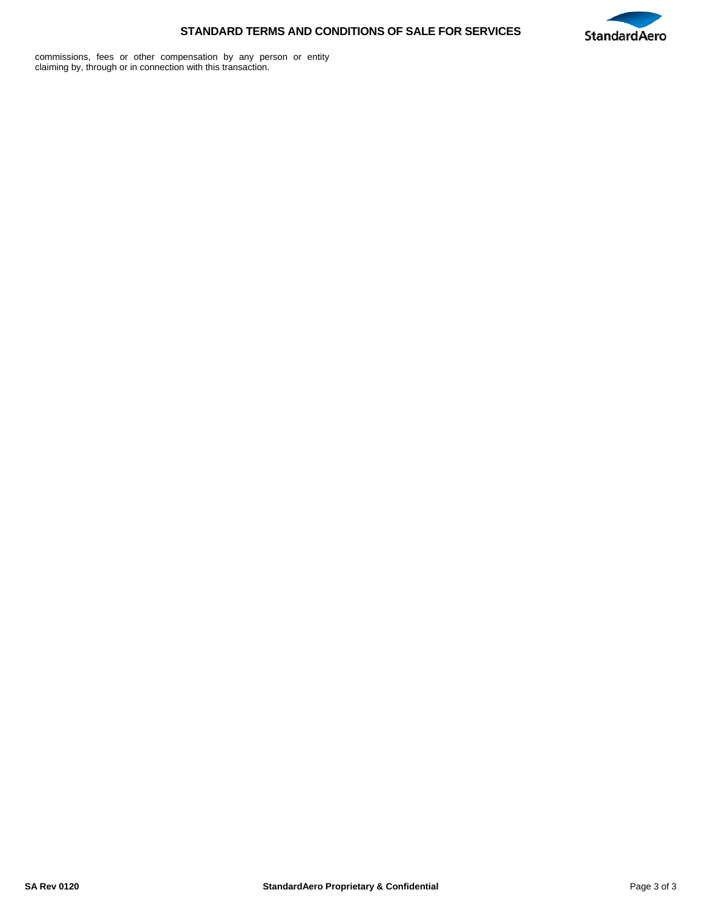commissions, fees or other compensation by any person or entity claiming by, through or in connection with this transaction.